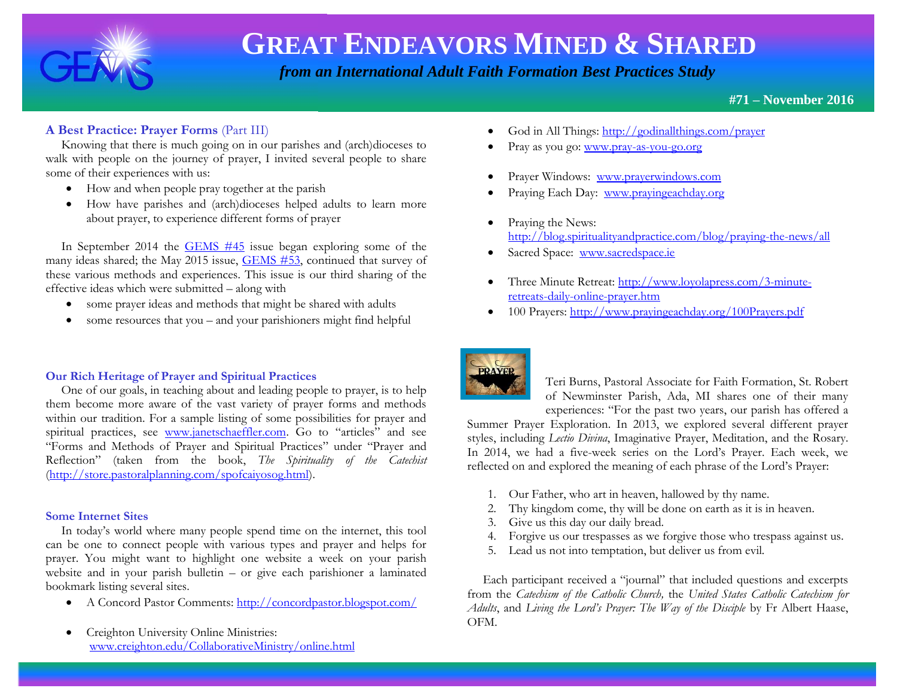# GREAT ENDEAVORS MINED & SHARED

*from an International Adult Faith Formation Best Practices Study*

**#71 – November 2016**

### A Best Practice: Prayer Forms (Part III)

Knowing that there is much going on in our parishes and (arch)dioceses to walk with people on the journey of prayer, I invited several people to share some of their experiences with us:

- How and when people pray together at the parish
- How have parishes and (arch)dioceses helped adults to learn more about prayer, to experience different forms of prayer

In September 2014 the GEMS #45 issue began exploring some of the many ideas shared; the May 2015 issue, GEMS #53, continued that survey of these various methods and experiences. This issue is our third sharing of the effective ideas which were submitted – along with

- some prayer ideas and methods that might be shared with adults
- some resources that you – and your parishioners might find helpful

### Our Rich Heritage of Prayer and Spiritual Practices

One of our goals, in teaching about and leading people to prayer, is to help them become more aware of the vast variety of prayer forms and methods within our tradition. For a sample listing of some possibilities for prayer and spiritual practices, see www.janetschaeffler.com. Go to "articles" and see "Forms and Methods of Prayer and Spiritual Practices" under "Prayer and Reflection" (taken from the book, *The Spirituality of the Catechist* (http://store.pastoralplanning.com/spofcaiyosog.html).

### Some Internet Sites

In today's world where many people spend time on the internet, this tool can be one to connect people with various types and prayer and helps for prayer. You might want to highlight one website a week on your parish website and in your parish bulletin – or give each parishioner a laminated bookmark listing several sites.

- A Concord Pastor Comments: http://concordpastor.blogspot.com/
- Creighton University Online Ministries: www.creighton.edu/CollaborativeMinistry/online.html
- God in All Things: http://godinallthings.com/prayer
- Pray as you go: www.pray-as-you-go.org
- Prayer Windows: www.prayerwindows.com
- Praying Each Day: www.prayingeachday.org
- Praying the News: http://blog.spiritualityandpractice.com/blog/praying-the-news/all
- Sacred Space: www.sacredspace.ie
- Three Minute Retreat: http://www.loyolapress.com/3-minute-retreats-daily-online-prayer.htm
- 100 Prayers: http://www.prayingeachday.org/100Prayers.pdf

Teri Burns, Pastoral Associate for Faith Formation, St. Robert of Newminster Parish, Ada, MI shares one of their many experiences: "For the past two years, our parish has offered a Summer Prayer Exploration. In 2013, we explored several different prayer styles, including *Lectio Divina*, Imaginative Prayer, Meditation, and the Rosary. In 2014, we had a five-week series on the Lord's Prayer. Each week, we reflected on and explored the meaning of each phrase of the Lord's Prayer:

1. Our Father, who art in heaven, hallowed by thy name.
2. Thy kingdom come, thy will be done on earth as it is in heaven.
3. Give us this day our daily bread.
4. Forgive us our trespasses as we forgive those who trespass against us.
5. Lead us not into temptation, but deliver us from evil.

Each participant received a "journal" that included questions and excerpts from the *Catechism of the Catholic Church,* the *United States Catholic Catechism for Adults*, and *Living the Lord's Prayer: The Way of the Disciple* by Fr Albert Haase, OFM.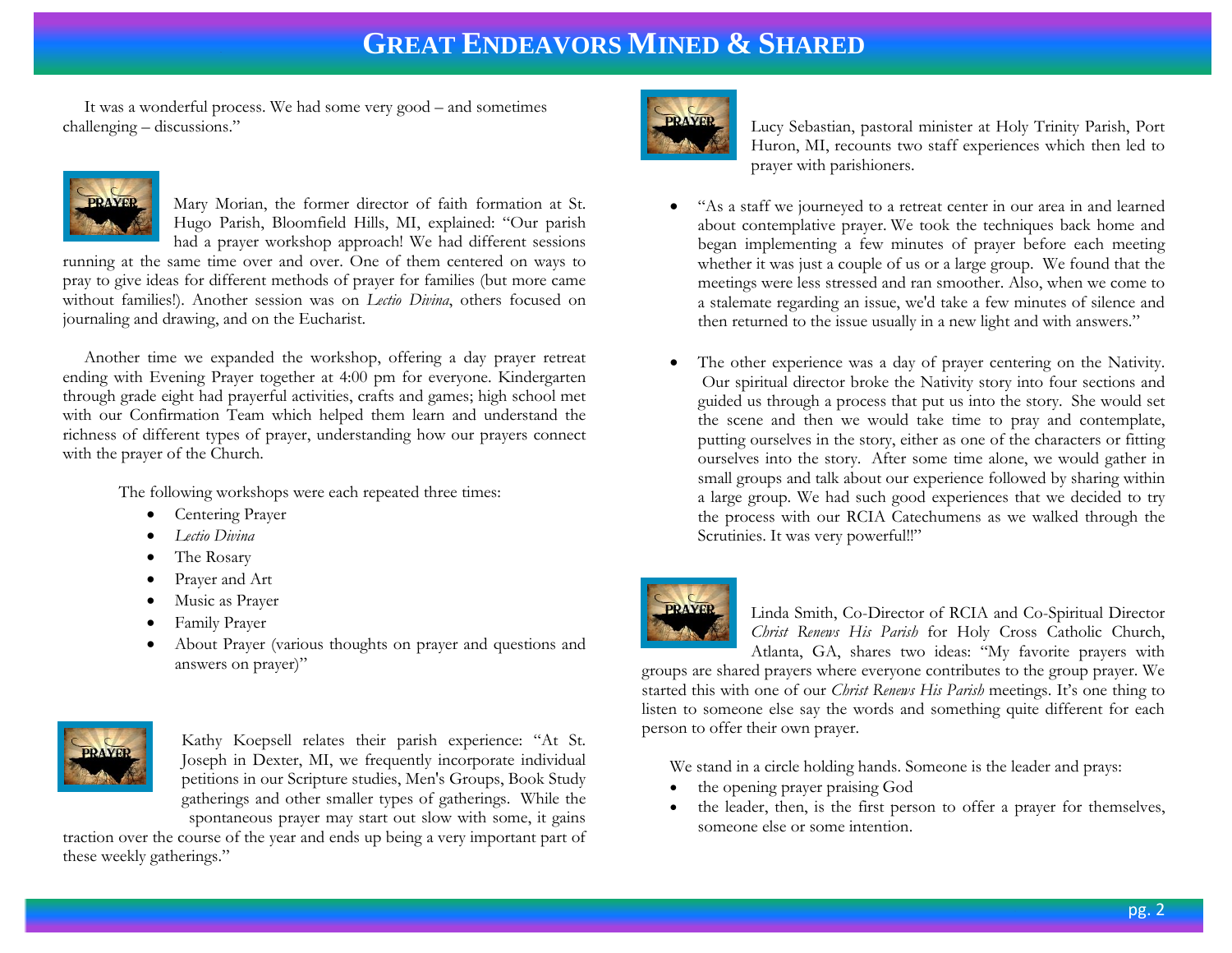It was a wonderful process. We had some very good – and sometimes challenging – discussions."

Mary Morian, the former director of faith formation at St. Hugo Parish, Bloomfield Hills, MI, explained: "Our parish had a prayer workshop approach! We had different sessions running at the same time over and over. One of them centered on ways to pray to give ideas for different methods of prayer for families (but more came without families!). Another session was on *Lectio Divina*, others focused on journaling and drawing, and on the Eucharist.

Another time we expanded the workshop, offering a day prayer retreat ending with Evening Prayer together at 4:00 pm for everyone. Kindergarten through grade eight had prayerful activities, crafts and games; high school met with our Confirmation Team which helped them learn and understand the richness of different types of prayer, understanding how our prayers connect with the prayer of the Church.

The following workshops were each repeated three times:

- Centering Prayer
- *Lectio Divina*
- The Rosary
- Prayer and Art
- Music as Prayer
- Family Prayer
- About Prayer (various thoughts on prayer and questions and answers on prayer)"

Kathy Koepsell relates their parish experience: "At St. Joseph in Dexter, MI, we frequently incorporate individual petitions in our Scripture studies, Men's Groups, Book Study gatherings and other smaller types of gatherings. While the spontaneous prayer may start out slow with some, it gains traction over the course of the year and ends up being a very important part of these weekly gatherings."

Lucy Sebastian, pastoral minister at Holy Trinity Parish, Port Huron, MI, recounts two staff experiences which then led to prayer with parishioners.

- "As a staff we journeyed to a retreat center in our area in and learned about contemplative prayer. We took the techniques back home and began implementing a few minutes of prayer before each meeting whether it was just a couple of us or a large group. We found that the meetings were less stressed and ran smoother. Also, when we come to a stalemate regarding an issue, we'd take a few minutes of silence and then returned to the issue usually in a new light and with answers."

- The other experience was a day of prayer centering on the Nativity. Our spiritual director broke the Nativity story into four sections and guided us through a process that put us into the story. She would set the scene and then we would take time to pray and contemplate, putting ourselves in the story, either as one of the characters or fitting ourselves into the story. After some time alone, we would gather in small groups and talk about our experience followed by sharing within a large group. We had such good experiences that we decided to try the process with our RCIA Catechumens as we walked through the Scrutinies. It was very powerful!!"

Linda Smith, Co-Director of RCIA and Co-Spiritual Director *Christ Renews His Parish* for Holy Cross Catholic Church, Atlanta, GA, shares two ideas: "My favorite prayers with groups are shared prayers where everyone contributes to the group prayer. We started this with one of our *Christ Renews His Parish* meetings. It's one thing to listen to someone else say the words and something quite different for each person to offer their own prayer.

We stand in a circle holding hands. Someone is the leader and prays:

- the opening prayer praising God
- the leader, then, is the first person to offer a prayer for themselves, someone else or some intention.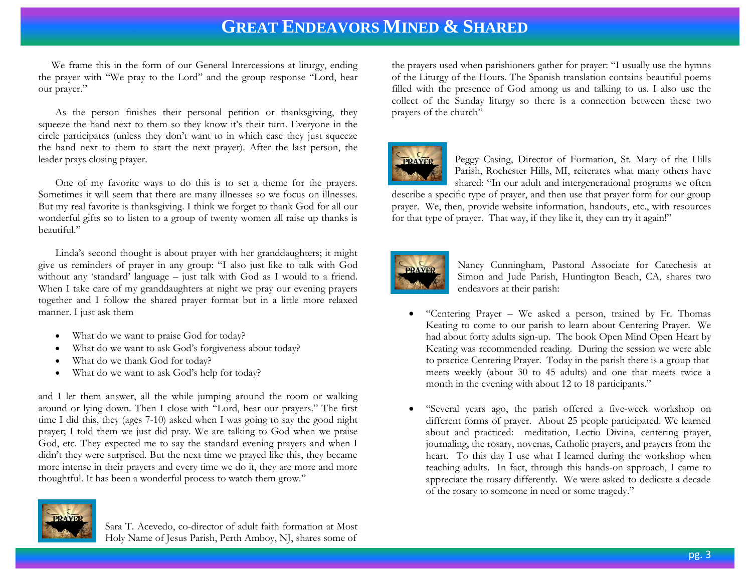We frame this in the form of our General Intercessions at liturgy, ending the prayer with "We pray to the Lord" and the group response "Lord, hear our prayer."

As the person finishes their personal petition or thanksgiving, they squeeze the hand next to them so they know it's their turn. Everyone in the circle participates (unless they don't want to in which case they just squeeze the hand next to them to start the next prayer). After the last person, the leader prays closing prayer.

One of my favorite ways to do this is to set a theme for the prayers. Sometimes it will seem that there are many illnesses so we focus on illnesses. But my real favorite is thanksgiving. I think we forget to thank God for all our wonderful gifts so to listen to a group of twenty women all raise up thanks is beautiful."

Linda's second thought is about prayer with her granddaughters; it might give us reminders of prayer in any group: "I also just like to talk with God without any 'standard' language – just talk with God as I would to a friend. When I take care of my granddaughters at night we pray our evening prayers together and I follow the shared prayer format but in a little more relaxed manner. I just ask them

- What do we want to praise God for today?
- What do we want to ask God's forgiveness about today?
- What do we thank God for today?
- What do we want to ask God's help for today?

and I let them answer, all the while jumping around the room or walking around or lying down. Then I close with "Lord, hear our prayers." The first time I did this, they (ages 7-10) asked when I was going to say the good night prayer; I told them we just did pray. We are talking to God when we praise God, etc. They expected me to say the standard evening prayers and when I didn't they were surprised. But the next time we prayed like this, they became more intense in their prayers and every time we do it, they are more and more thoughtful. It has been a wonderful process to watch them grow."

Sara T. Acevedo, co-director of adult faith formation at Most Holy Name of Jesus Parish, Perth Amboy, NJ, shares some of the prayers used when parishioners gather for prayer: "I usually use the hymns of the Liturgy of the Hours. The Spanish translation contains beautiful poems filled with the presence of God among us and talking to us. I also use the collect of the Sunday liturgy so there is a connection between these two prayers of the church"

Peggy Casing, Director of Formation, St. Mary of the Hills Parish, Rochester Hills, MI, reiterates what many others have shared: "In our adult and intergenerational programs we often describe a specific type of prayer, and then use that prayer form for our group prayer. We, then, provide website information, handouts, etc., with resources for that type of prayer. That way, if they like it, they can try it again!"

Nancy Cunningham, Pastoral Associate for Catechesis at Simon and Jude Parish, Huntington Beach, CA, shares two endeavors at their parish:

- "Centering Prayer – We asked a person, trained by Fr. Thomas Keating to come to our parish to learn about Centering Prayer. We had about forty adults sign-up. The book Open Mind Open Heart by Keating was recommended reading. During the session we were able to practice Centering Prayer. Today in the parish there is a group that meets weekly (about 30 to 45 adults) and one that meets twice a month in the evening with about 12 to 18 participants."

- "Several years ago, the parish offered a five-week workshop on different forms of prayer. About 25 people participated. We learned about and practiced: meditation, Lectio Divina, centering prayer, journaling, the rosary, novenas, Catholic prayers, and prayers from the heart. To this day I use what I learned during the workshop when teaching adults. In fact, through this hands-on approach, I came to appreciate the rosary differently. We were asked to dedicate a decade of the rosary to someone in need or some tragedy."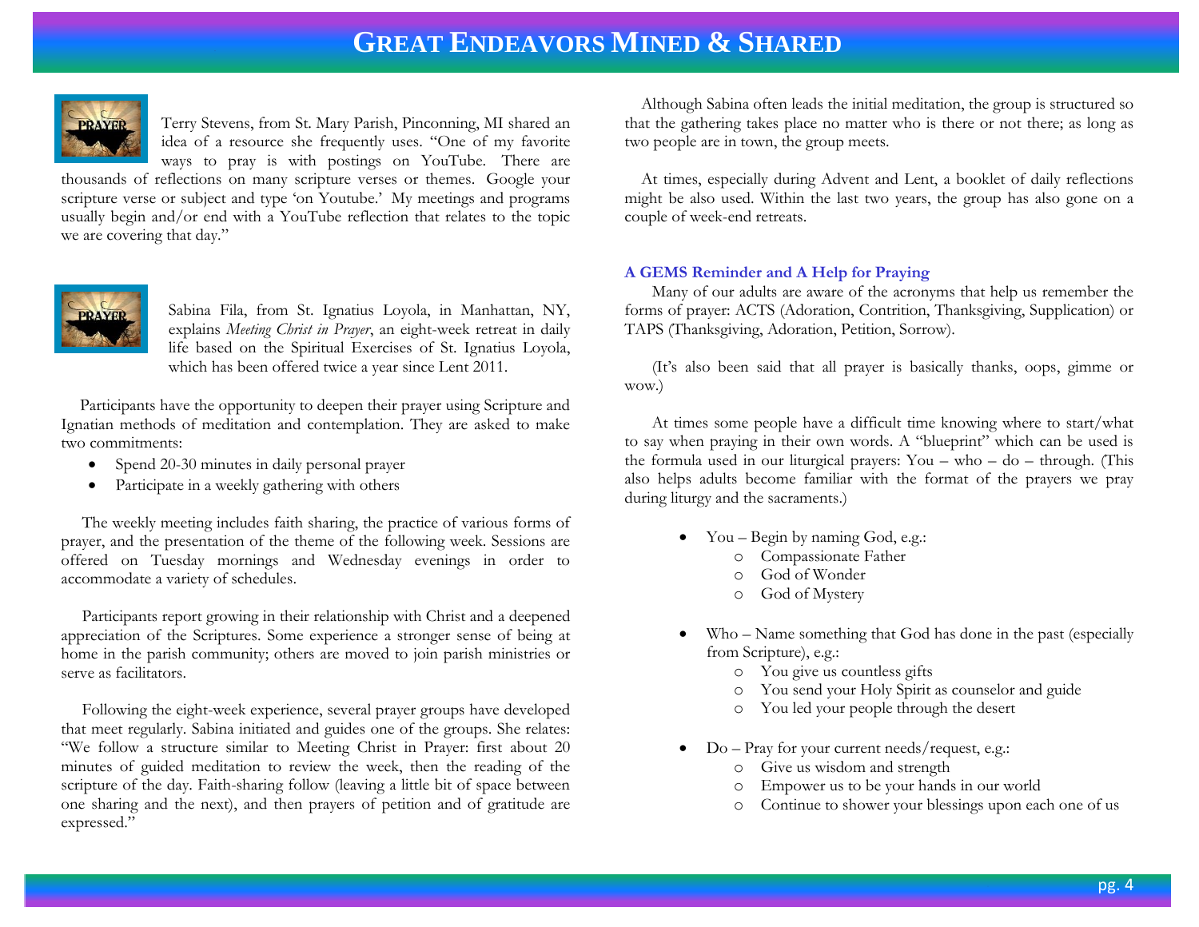# Great Endeavors Mined & Shared

Terry Stevens, from St. Mary Parish, Pinconning, MI shared an idea of a resource she frequently uses. "One of my favorite ways to pray is with postings on YouTube. There are thousands of reflections on many scripture verses or themes. Google your scripture verse or subject and type 'on Youtube.' My meetings and programs usually begin and/or end with a YouTube reflection that relates to the topic we are covering that day."

Sabina Fila, from St. Ignatius Loyola, in Manhattan, NY, explains *Meeting Christ in Prayer*, an eight-week retreat in daily life based on the Spiritual Exercises of St. Ignatius Loyola, which has been offered twice a year since Lent 2011.

Participants have the opportunity to deepen their prayer using Scripture and Ignatian methods of meditation and contemplation. They are asked to make two commitments:

- Spend 20-30 minutes in daily personal prayer
- Participate in a weekly gathering with others

The weekly meeting includes faith sharing, the practice of various forms of prayer, and the presentation of the theme of the following week. Sessions are offered on Tuesday mornings and Wednesday evenings in order to accommodate a variety of schedules.

Participants report growing in their relationship with Christ and a deepened appreciation of the Scriptures. Some experience a stronger sense of being at home in the parish community; others are moved to join parish ministries or serve as facilitators.

Following the eight-week experience, several prayer groups have developed that meet regularly. Sabina initiated and guides one of the groups. She relates: "We follow a structure similar to Meeting Christ in Prayer: first about 20 minutes of guided meditation to review the week, then the reading of the scripture of the day. Faith-sharing follow (leaving a little bit of space between one sharing and the next), and then prayers of petition and of gratitude are expressed."

Although Sabina often leads the initial meditation, the group is structured so that the gathering takes place no matter who is there or not there; as long as two people are in town, the group meets.

At times, especially during Advent and Lent, a booklet of daily reflections might be also used. Within the last two years, the group has also gone on a couple of week-end retreats.

### A GEMS Reminder and A Help for Praying

Many of our adults are aware of the acronyms that help us remember the forms of prayer: ACTS (Adoration, Contrition, Thanksgiving, Supplication) or TAPS (Thanksgiving, Adoration, Petition, Sorrow).

(It's also been said that all prayer is basically thanks, oops, gimme or wow.)

At times some people have a difficult time knowing where to start/what to say when praying in their own words. A "blueprint" which can be used is the formula used in our liturgical prayers: You – who – do – through. (This also helps adults become familiar with the format of the prayers we pray during liturgy and the sacraments.)

- You – Begin by naming God, e.g.:
  - Compassionate Father
  - God of Wonder
  - God of Mystery

- Who – Name something that God has done in the past (especially from Scripture), e.g.:
  - You give us countless gifts
  - You send your Holy Spirit as counselor and guide
  - You led your people through the desert

- Do – Pray for your current needs/request, e.g.:
  - Give us wisdom and strength
  - Empower us to be your hands in our world
  - Continue to shower your blessings upon each one of us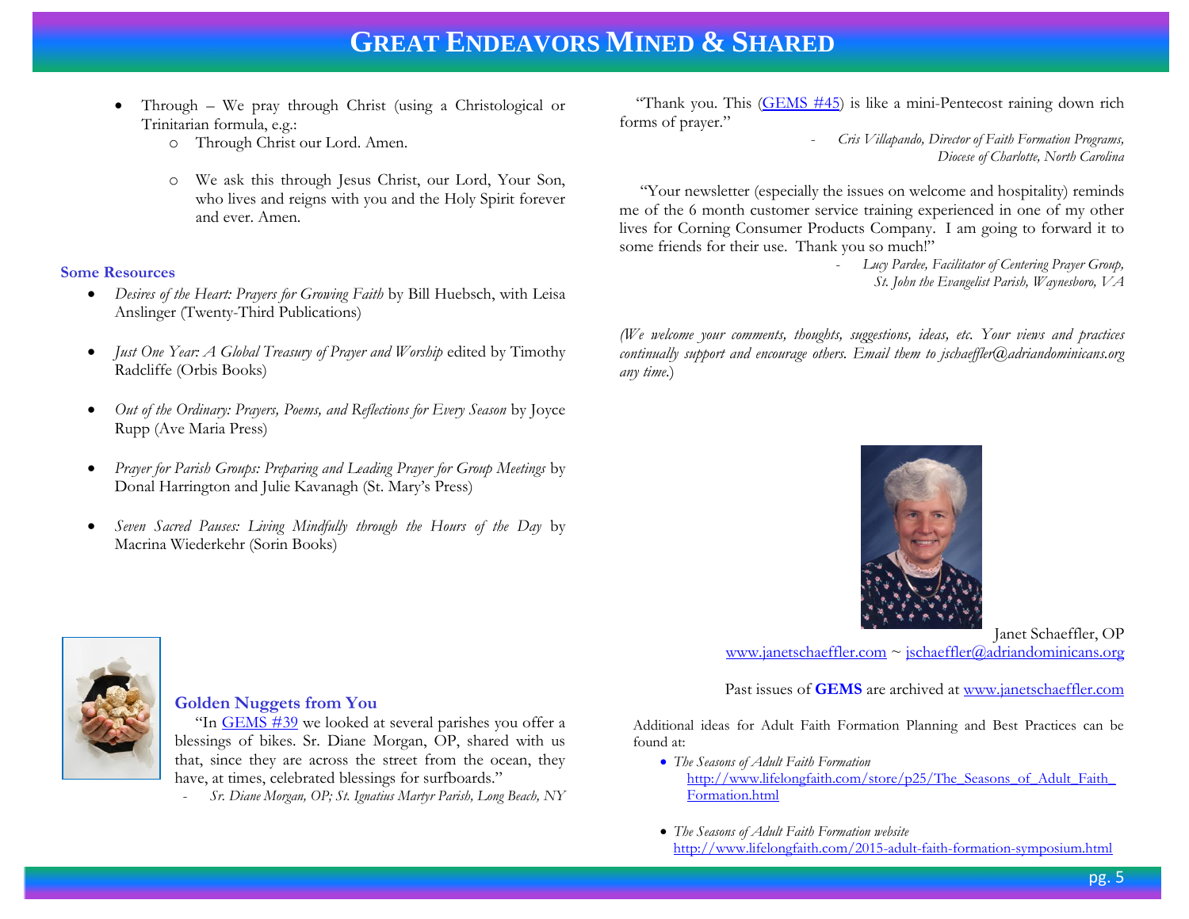- Through – We pray through Christ (using a Christological or Trinitarian formula, e.g.:
  - Through Christ our Lord. Amen.
  - We ask this through Jesus Christ, our Lord, Your Son, who lives and reigns with you and the Holy Spirit forever and ever. Amen.

### Some Resources

- *Desires of the Heart: Prayers for Growing Faith* by Bill Huebsch, with Leisa Anslinger (Twenty-Third Publications)
- *Just One Year: A Global Treasury of Prayer and Worship* edited by Timothy Radcliffe (Orbis Books)
- *Out of the Ordinary: Prayers, Poems, and Reflections for Every Season* by Joyce Rupp (Ave Maria Press)
- *Prayer for Parish Groups: Preparing and Leading Prayer for Group Meetings* by Donal Harrington and Julie Kavanagh (St. Mary's Press)
- *Seven Sacred Pauses: Living Mindfully through the Hours of the Day* by Macrina Wiederkehr (Sorin Books)

### Golden Nuggets from You

"In GEMS #39 we looked at several parishes you offer a blessings of bikes. Sr. Diane Morgan, OP, shared with us that, since they are across the street from the ocean, they have, at times, celebrated blessings for surfboards."

- *Sr. Diane Morgan, OP; St. Ignatius Martyr Parish, Long Beach, NY*

"Thank you. This (GEMS #45) is like a mini-Pentecost raining down rich forms of prayer."

- *Cris Villapando, Director of Faith Formation Programs, Diocese of Charlotte, North Carolina*

"Your newsletter (especially the issues on welcome and hospitality) reminds me of the 6 month customer service training experienced in one of my other lives for Corning Consumer Products Company. I am going to forward it to some friends for their use. Thank you so much!"

- *Lucy Pardee, Facilitator of Centering Prayer Group, St. John the Evangelist Parish, Waynesboro, VA*

*(We welcome your comments, thoughts, suggestions, ideas, etc. Your views and practices continually support and encourage others. Email them to jschaeffler@adriandominicans.org any time.)*

Janet Schaeffler, OP
www.janetschaeffler.com ~ jschaeffler@adriandominicans.org

Past issues of **GEMS** are archived at www.janetschaeffler.com

Additional ideas for Adult Faith Formation Planning and Best Practices can be found at:

- *The Seasons of Adult Faith Formation*
  http://www.lifelongfaith.com/store/p25/The_Seasons_of_Adult_Faith_Formation.html
- *The Seasons of Adult Faith Formation website*
  http://www.lifelongfaith.com/2015-adult-faith-formation-symposium.html